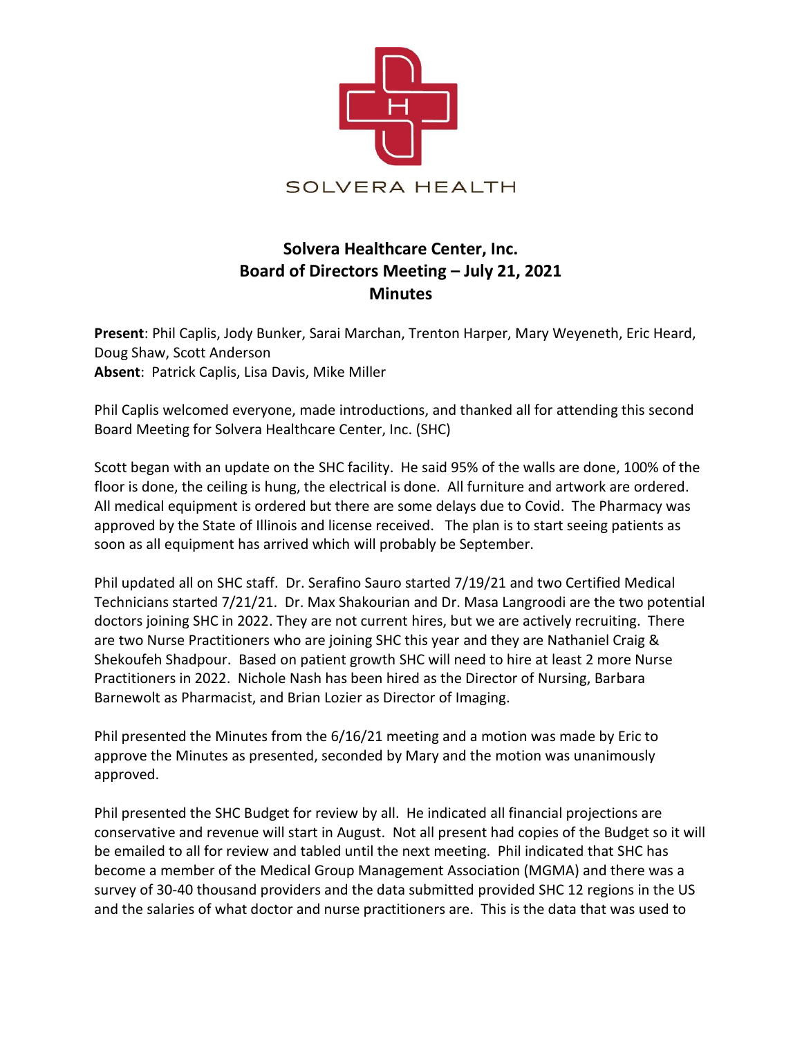SOLVERA HEALTH

# Solvera Healthcare Center, Inc.
## Board of Directors Meeting – July 21, 2021
## Minutes

**Present**: Phil Caplis, Jody Bunker, Sarai Marchan, Trenton Harper, Mary Weyeneth, Eric Heard, Doug Shaw, Scott Anderson
**Absent**: Patrick Caplis, Lisa Davis, Mike Miller

Phil Caplis welcomed everyone, made introductions, and thanked all for attending this second Board Meeting for Solvera Healthcare Center, Inc. (SHC)

Scott began with an update on the SHC facility. He said 95% of the walls are done, 100% of the floor is done, the ceiling is hung, the electrical is done. All furniture and artwork are ordered. All medical equipment is ordered but there are some delays due to Covid. The Pharmacy was approved by the State of Illinois and license received. The plan is to start seeing patients as soon as all equipment has arrived which will probably be September.

Phil updated all on SHC staff. Dr. Serafino Sauro started 7/19/21 and two Certified Medical Technicians started 7/21/21. Dr. Max Shakourian and Dr. Masa Langroodi are the two potential doctors joining SHC in 2022. They are not current hires, but we are actively recruiting. There are two Nurse Practitioners who are joining SHC this year and they are Nathaniel Craig & Shekoufeh Shadpour. Based on patient growth SHC will need to hire at least 2 more Nurse Practitioners in 2022. Nichole Nash has been hired as the Director of Nursing, Barbara Barnewolt as Pharmacist, and Brian Lozier as Director of Imaging.

Phil presented the Minutes from the 6/16/21 meeting and a motion was made by Eric to approve the Minutes as presented, seconded by Mary and the motion was unanimously approved.

Phil presented the SHC Budget for review by all. He indicated all financial projections are conservative and revenue will start in August. Not all present had copies of the Budget so it will be emailed to all for review and tabled until the next meeting. Phil indicated that SHC has become a member of the Medical Group Management Association (MGMA) and there was a survey of 30-40 thousand providers and the data submitted provided SHC 12 regions in the US and the salaries of what doctor and nurse practitioners are. This is the data that was used to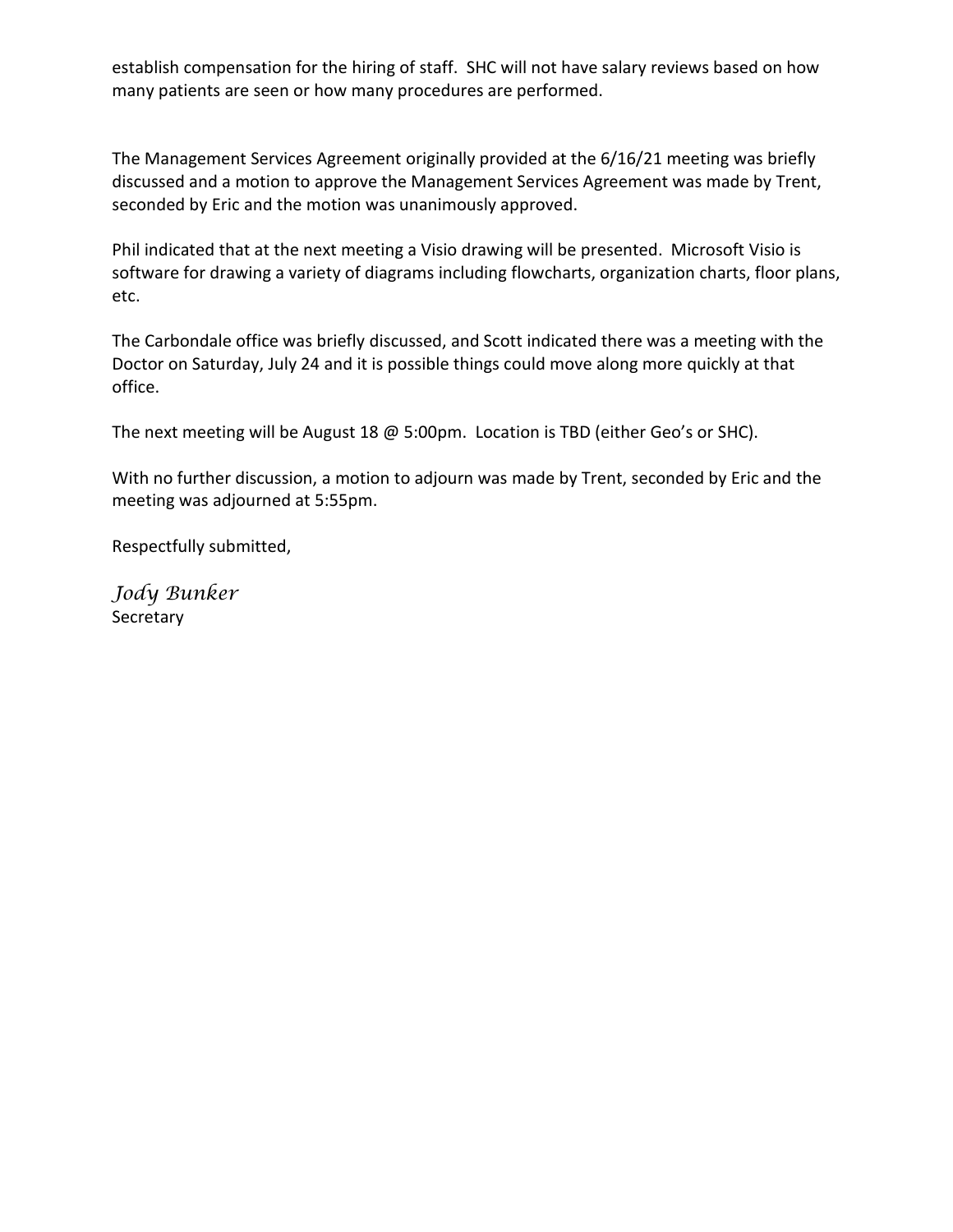establish compensation for the hiring of staff. SHC will not have salary reviews based on how many patients are seen or how many procedures are performed.

The Management Services Agreement originally provided at the 6/16/21 meeting was briefly discussed and a motion to approve the Management Services Agreement was made by Trent, seconded by Eric and the motion was unanimously approved.

Phil indicated that at the next meeting a Visio drawing will be presented. Microsoft Visio is software for drawing a variety of diagrams including flowcharts, organization charts, floor plans, etc.

The Carbondale office was briefly discussed, and Scott indicated there was a meeting with the Doctor on Saturday, July 24 and it is possible things could move along more quickly at that office.

The next meeting will be August 18 @ 5:00pm. Location is TBD (either Geo's or SHC).

With no further discussion, a motion to adjourn was made by Trent, seconded by Eric and the meeting was adjourned at 5:55pm.

Respectfully submitted,

*Jody Bunker*
Secretary